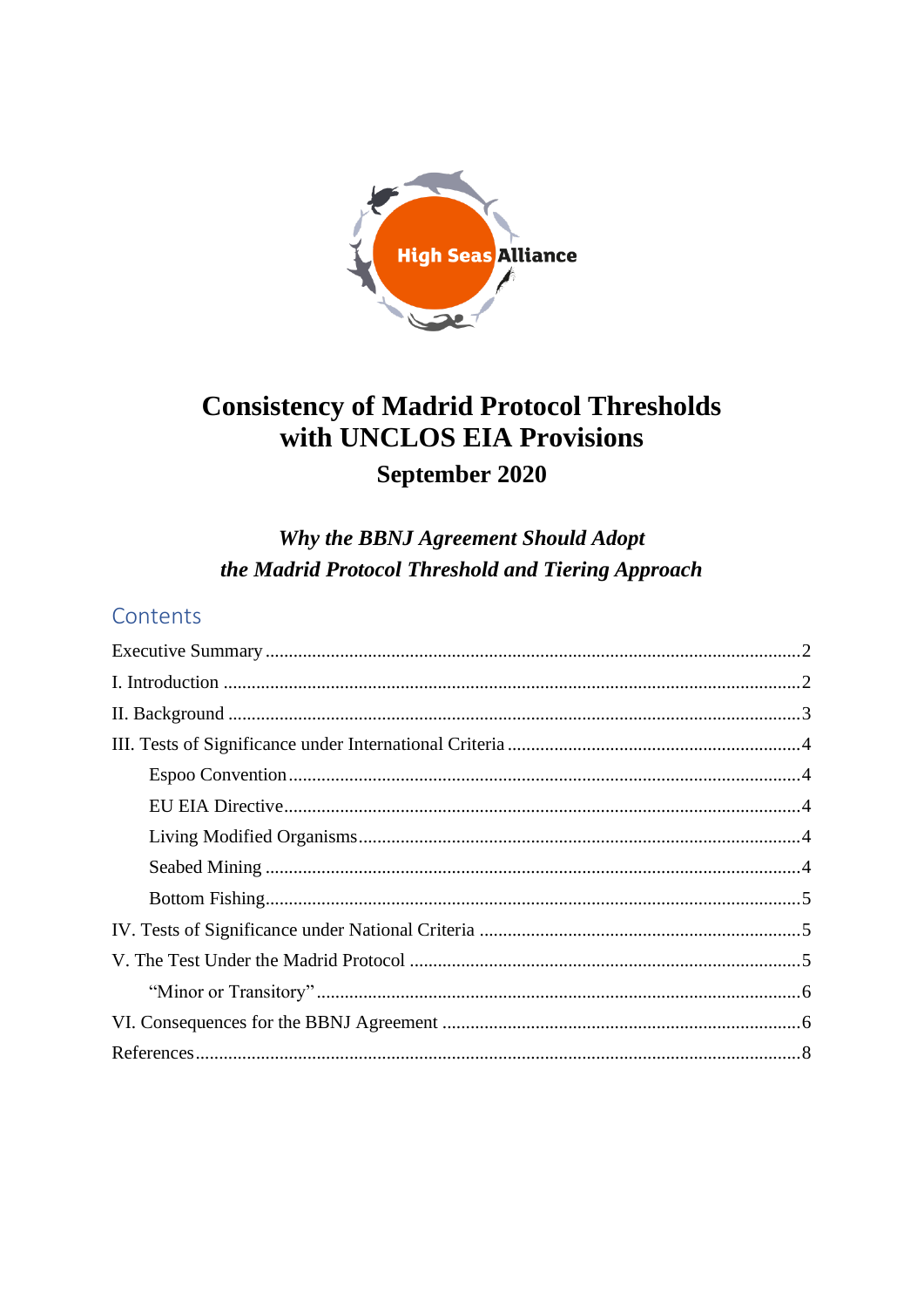High Seas Alliance

# Consistency of Madrid Protocol Thresholds with UNCLOS EIA Provisions

**September 2020**

***Why the BBNJ Agreement Should Adopt the Madrid Protocol Threshold and Tiering Approach***

## Contents

- Executive Summary .......... 2
- I. Introduction .......... 2
- II. Background .......... 3
- III. Tests of Significance under International Criteria .......... 4
  - Espoo Convention .......... 4
  - EU EIA Directive .......... 4
  - Living Modified Organisms .......... 4
  - Seabed Mining .......... 4
  - Bottom Fishing .......... 5
- IV. Tests of Significance under National Criteria .......... 5
- V. The Test Under the Madrid Protocol .......... 5
  - "Minor or Transitory" .......... 6
- VI. Consequences for the BBNJ Agreement .......... 6
- References .......... 8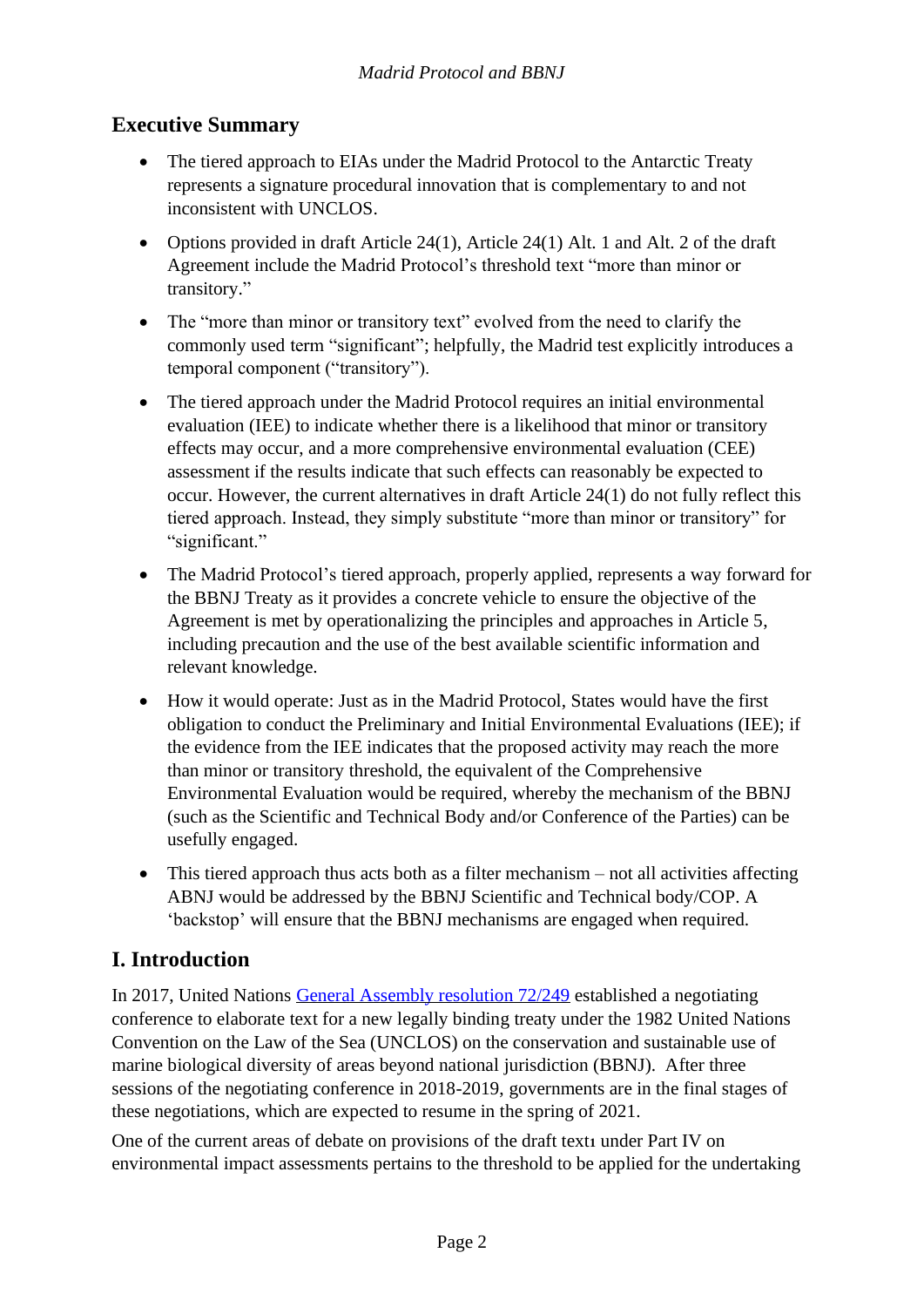## Executive Summary

- The tiered approach to EIAs under the Madrid Protocol to the Antarctic Treaty represents a signature procedural innovation that is complementary to and not inconsistent with UNCLOS.
- Options provided in draft Article 24(1), Article 24(1) Alt. 1 and Alt. 2 of the draft Agreement include the Madrid Protocol's threshold text "more than minor or transitory."
- The "more than minor or transitory text" evolved from the need to clarify the commonly used term "significant"; helpfully, the Madrid test explicitly introduces a temporal component ("transitory").
- The tiered approach under the Madrid Protocol requires an initial environmental evaluation (IEE) to indicate whether there is a likelihood that minor or transitory effects may occur, and a more comprehensive environmental evaluation (CEE) assessment if the results indicate that such effects can reasonably be expected to occur. However, the current alternatives in draft Article 24(1) do not fully reflect this tiered approach. Instead, they simply substitute "more than minor or transitory" for "significant."
- The Madrid Protocol's tiered approach, properly applied, represents a way forward for the BBNJ Treaty as it provides a concrete vehicle to ensure the objective of the Agreement is met by operationalizing the principles and approaches in Article 5, including precaution and the use of the best available scientific information and relevant knowledge.
- How it would operate: Just as in the Madrid Protocol, States would have the first obligation to conduct the Preliminary and Initial Environmental Evaluations (IEE); if the evidence from the IEE indicates that the proposed activity may reach the more than minor or transitory threshold, the equivalent of the Comprehensive Environmental Evaluation would be required, whereby the mechanism of the BBNJ (such as the Scientific and Technical Body and/or Conference of the Parties) can be usefully engaged.
- This tiered approach thus acts both as a filter mechanism – not all activities affecting ABNJ would be addressed by the BBNJ Scientific and Technical body/COP. A 'backstop' will ensure that the BBNJ mechanisms are engaged when required.

## I. Introduction

In 2017, United Nations General Assembly resolution 72/249 established a negotiating conference to elaborate text for a new legally binding treaty under the 1982 United Nations Convention on the Law of the Sea (UNCLOS) on the conservation and sustainable use of marine biological diversity of areas beyond national jurisdiction (BBNJ). After three sessions of the negotiating conference in 2018-2019, governments are in the final stages of these negotiations, which are expected to resume in the spring of 2021.

One of the current areas of debate on provisions of the draft text[1] under Part IV on environmental impact assessments pertains to the threshold to be applied for the undertaking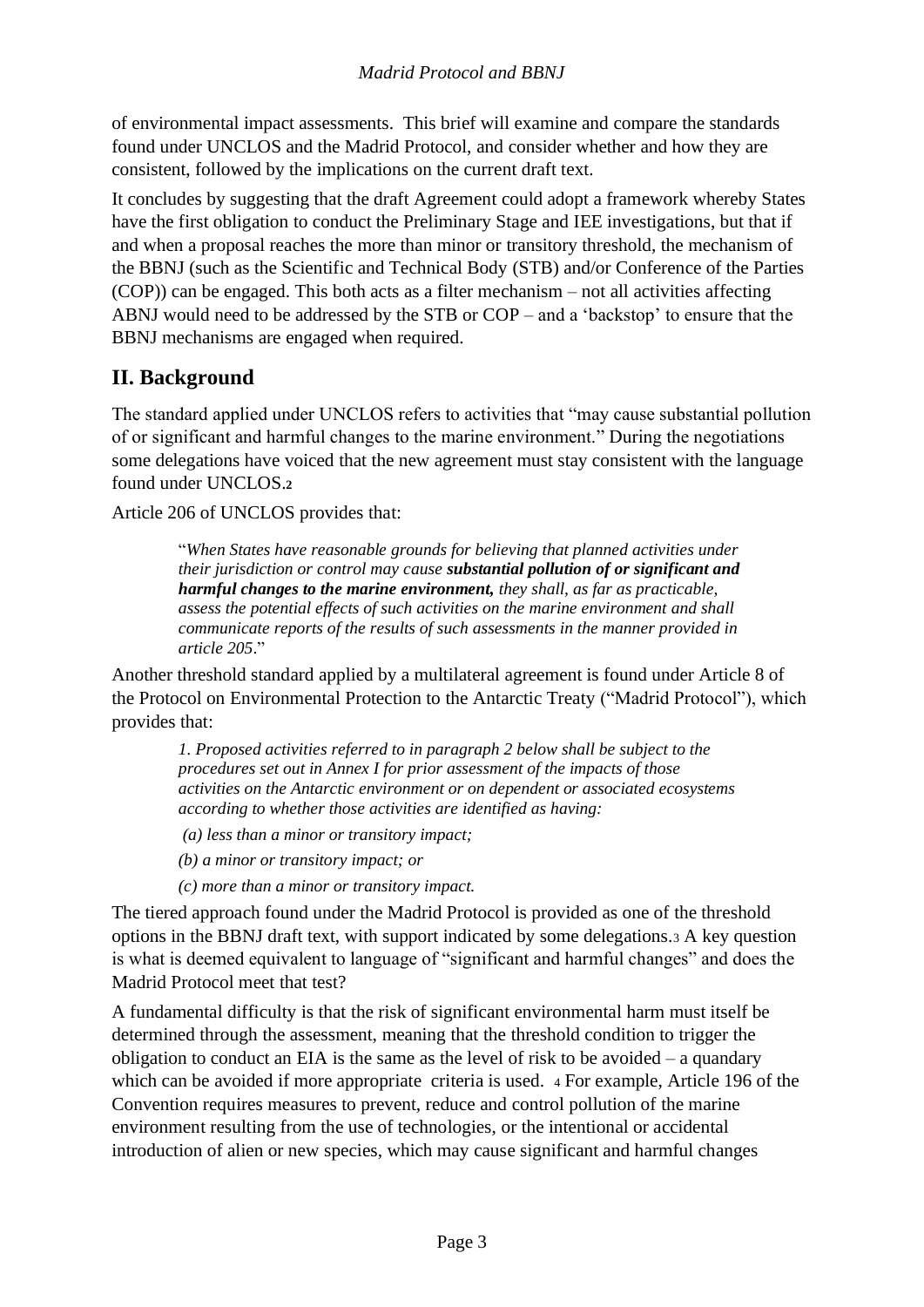of environmental impact assessments. This brief will examine and compare the standards found under UNCLOS and the Madrid Protocol, and consider whether and how they are consistent, followed by the implications on the current draft text.

It concludes by suggesting that the draft Agreement could adopt a framework whereby States have the first obligation to conduct the Preliminary Stage and IEE investigations, but that if and when a proposal reaches the more than minor or transitory threshold, the mechanism of the BBNJ (such as the Scientific and Technical Body (STB) and/or Conference of the Parties (COP)) can be engaged. This both acts as a filter mechanism – not all activities affecting ABNJ would need to be addressed by the STB or COP – and a 'backstop' to ensure that the BBNJ mechanisms are engaged when required.

## II. Background

The standard applied under UNCLOS refers to activities that "may cause substantial pollution of or significant and harmful changes to the marine environment." During the negotiations some delegations have voiced that the new agreement must stay consistent with the language found under UNCLOS.[2]

Article 206 of UNCLOS provides that:

> "*When States have reasonable grounds for believing that planned activities under their jurisdiction or control may cause* ***substantial pollution of or significant and harmful changes to the marine environment,*** *they shall, as far as practicable, assess the potential effects of such activities on the marine environment and shall communicate reports of the results of such assessments in the manner provided in article 205*."

Another threshold standard applied by a multilateral agreement is found under Article 8 of the Protocol on Environmental Protection to the Antarctic Treaty ("Madrid Protocol"), which provides that:

> *1. Proposed activities referred to in paragraph 2 below shall be subject to the procedures set out in Annex I for prior assessment of the impacts of those activities on the Antarctic environment or on dependent or associated ecosystems according to whether those activities are identified as having:*
>
> *(a) less than a minor or transitory impact;*
>
> *(b) a minor or transitory impact; or*
>
> *(c) more than a minor or transitory impact.*

The tiered approach found under the Madrid Protocol is provided as one of the threshold options in the BBNJ draft text, with support indicated by some delegations.[3] A key question is what is deemed equivalent to language of "significant and harmful changes" and does the Madrid Protocol meet that test?

A fundamental difficulty is that the risk of significant environmental harm must itself be determined through the assessment, meaning that the threshold condition to trigger the obligation to conduct an EIA is the same as the level of risk to be avoided – a quandary which can be avoided if more appropriate criteria is used. [4] For example, Article 196 of the Convention requires measures to prevent, reduce and control pollution of the marine environment resulting from the use of technologies, or the intentional or accidental introduction of alien or new species, which may cause significant and harmful changes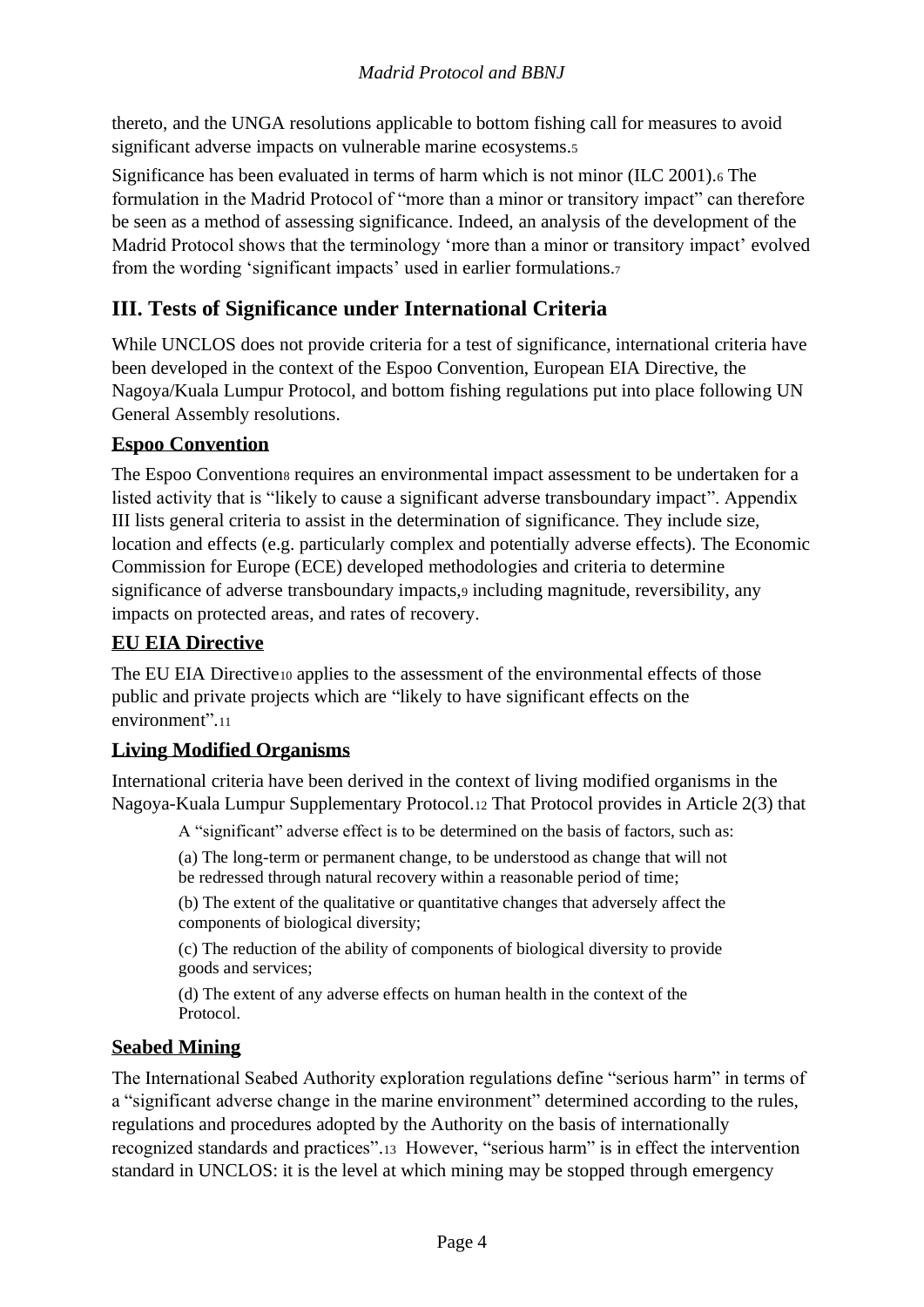thereto, and the UNGA resolutions applicable to bottom fishing call for measures to avoid significant adverse impacts on vulnerable marine ecosystems.[5]

Significance has been evaluated in terms of harm which is not minor (ILC 2001).[6] The formulation in the Madrid Protocol of "more than a minor or transitory impact" can therefore be seen as a method of assessing significance. Indeed, an analysis of the development of the Madrid Protocol shows that the terminology 'more than a minor or transitory impact' evolved from the wording 'significant impacts' used in earlier formulations.[7]

## III. Tests of Significance under International Criteria

While UNCLOS does not provide criteria for a test of significance, international criteria have been developed in the context of the Espoo Convention, European EIA Directive, the Nagoya/Kuala Lumpur Protocol, and bottom fishing regulations put into place following UN General Assembly resolutions.

### Espoo Convention

The Espoo Convention[8] requires an environmental impact assessment to be undertaken for a listed activity that is "likely to cause a significant adverse transboundary impact". Appendix III lists general criteria to assist in the determination of significance. They include size, location and effects (e.g. particularly complex and potentially adverse effects). The Economic Commission for Europe (ECE) developed methodologies and criteria to determine significance of adverse transboundary impacts,[9] including magnitude, reversibility, any impacts on protected areas, and rates of recovery.

### EU EIA Directive

The EU EIA Directive[10] applies to the assessment of the environmental effects of those public and private projects which are "likely to have significant effects on the environment".[11]

### Living Modified Organisms

International criteria have been derived in the context of living modified organisms in the Nagoya-Kuala Lumpur Supplementary Protocol.[12] That Protocol provides in Article 2(3) that

> A "significant" adverse effect is to be determined on the basis of factors, such as:
>
> (a) The long-term or permanent change, to be understood as change that will not be redressed through natural recovery within a reasonable period of time;
>
> (b) The extent of the qualitative or quantitative changes that adversely affect the components of biological diversity;
>
> (c) The reduction of the ability of components of biological diversity to provide goods and services;
>
> (d) The extent of any adverse effects on human health in the context of the Protocol.

### Seabed Mining

The International Seabed Authority exploration regulations define "serious harm" in terms of a "significant adverse change in the marine environment" determined according to the rules, regulations and procedures adopted by the Authority on the basis of internationally recognized standards and practices".[13] However, "serious harm" is in effect the intervention standard in UNCLOS: it is the level at which mining may be stopped through emergency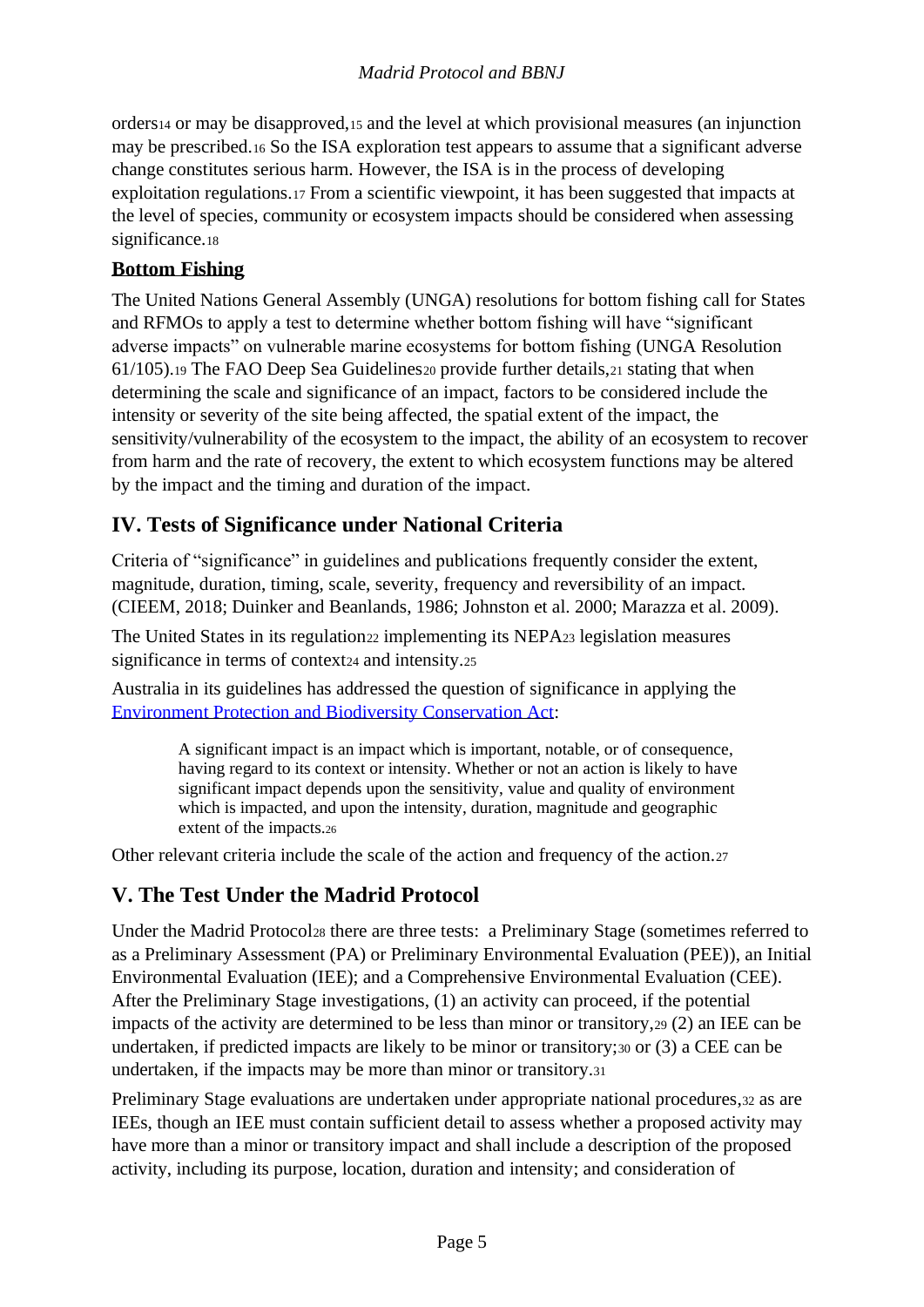orders[14] or may be disapproved,[15] and the level at which provisional measures (an injunction may be prescribed.[16] So the ISA exploration test appears to assume that a significant adverse change constitutes serious harm. However, the ISA is in the process of developing exploitation regulations.[17] From a scientific viewpoint, it has been suggested that impacts at the level of species, community or ecosystem impacts should be considered when assessing significance.[18]

**Bottom Fishing**

The United Nations General Assembly (UNGA) resolutions for bottom fishing call for States and RFMOs to apply a test to determine whether bottom fishing will have "significant adverse impacts" on vulnerable marine ecosystems for bottom fishing (UNGA Resolution 61/105).[19] The FAO Deep Sea Guidelines[20] provide further details,[21] stating that when determining the scale and significance of an impact, factors to be considered include the intensity or severity of the site being affected, the spatial extent of the impact, the sensitivity/vulnerability of the ecosystem to the impact, the ability of an ecosystem to recover from harm and the rate of recovery, the extent to which ecosystem functions may be altered by the impact and the timing and duration of the impact.

## IV. Tests of Significance under National Criteria

Criteria of "significance" in guidelines and publications frequently consider the extent, magnitude, duration, timing, scale, severity, frequency and reversibility of an impact. (CIEEM, 2018; Duinker and Beanlands, 1986; Johnston et al. 2000; Marazza et al. 2009).

The United States in its regulation[22] implementing its NEPA[23] legislation measures significance in terms of context[24] and intensity.[25]

Australia in its guidelines has addressed the question of significance in applying the Environment Protection and Biodiversity Conservation Act:

> A significant impact is an impact which is important, notable, or of consequence, having regard to its context or intensity. Whether or not an action is likely to have significant impact depends upon the sensitivity, value and quality of environment which is impacted, and upon the intensity, duration, magnitude and geographic extent of the impacts.[26]

Other relevant criteria include the scale of the action and frequency of the action.[27]

## V. The Test Under the Madrid Protocol

Under the Madrid Protocol[28] there are three tests: a Preliminary Stage (sometimes referred to as a Preliminary Assessment (PA) or Preliminary Environmental Evaluation (PEE)), an Initial Environmental Evaluation (IEE); and a Comprehensive Environmental Evaluation (CEE). After the Preliminary Stage investigations, (1) an activity can proceed, if the potential impacts of the activity are determined to be less than minor or transitory,[29] (2) an IEE can be undertaken, if predicted impacts are likely to be minor or transitory;[30] or (3) a CEE can be undertaken, if the impacts may be more than minor or transitory.[31]

Preliminary Stage evaluations are undertaken under appropriate national procedures,[32] as are IEEs, though an IEE must contain sufficient detail to assess whether a proposed activity may have more than a minor or transitory impact and shall include a description of the proposed activity, including its purpose, location, duration and intensity; and consideration of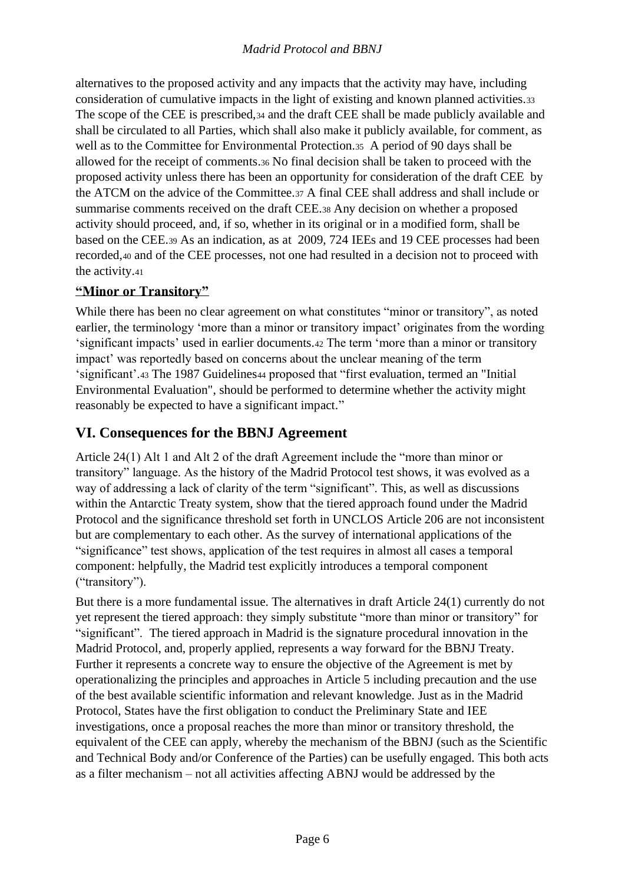alternatives to the proposed activity and any impacts that the activity may have, including consideration of cumulative impacts in the light of existing and known planned activities.[33] The scope of the CEE is prescribed,[34] and the draft CEE shall be made publicly available and shall be circulated to all Parties, which shall also make it publicly available, for comment, as well as to the Committee for Environmental Protection.[35] A period of 90 days shall be allowed for the receipt of comments.[36] No final decision shall be taken to proceed with the proposed activity unless there has been an opportunity for consideration of the draft CEE by the ATCM on the advice of the Committee.[37] A final CEE shall address and shall include or summarise comments received on the draft CEE.[38] Any decision on whether a proposed activity should proceed, and, if so, whether in its original or in a modified form, shall be based on the CEE.[39] As an indication, as at 2009, 724 IEEs and 19 CEE processes had been recorded,[40] and of the CEE processes, not one had resulted in a decision not to proceed with the activity.[41]

### <u>"Minor or Transitory"</u>

While there has been no clear agreement on what constitutes "minor or transitory", as noted earlier, the terminology 'more than a minor or transitory impact' originates from the wording 'significant impacts' used in earlier documents.[42] The term 'more than a minor or transitory impact' was reportedly based on concerns about the unclear meaning of the term 'significant'.[43] The 1987 Guidelines[44] proposed that "first evaluation, termed an "Initial Environmental Evaluation", should be performed to determine whether the activity might reasonably be expected to have a significant impact."

## VI. Consequences for the BBNJ Agreement

Article 24(1) Alt 1 and Alt 2 of the draft Agreement include the "more than minor or transitory" language. As the history of the Madrid Protocol test shows, it was evolved as a way of addressing a lack of clarity of the term "significant". This, as well as discussions within the Antarctic Treaty system, show that the tiered approach found under the Madrid Protocol and the significance threshold set forth in UNCLOS Article 206 are not inconsistent but are complementary to each other. As the survey of international applications of the "significance" test shows, application of the test requires in almost all cases a temporal component: helpfully, the Madrid test explicitly introduces a temporal component ("transitory").

But there is a more fundamental issue. The alternatives in draft Article 24(1) currently do not yet represent the tiered approach: they simply substitute "more than minor or transitory" for "significant". The tiered approach in Madrid is the signature procedural innovation in the Madrid Protocol, and, properly applied, represents a way forward for the BBNJ Treaty. Further it represents a concrete way to ensure the objective of the Agreement is met by operationalizing the principles and approaches in Article 5 including precaution and the use of the best available scientific information and relevant knowledge. Just as in the Madrid Protocol, States have the first obligation to conduct the Preliminary State and IEE investigations, once a proposal reaches the more than minor or transitory threshold, the equivalent of the CEE can apply, whereby the mechanism of the BBNJ (such as the Scientific and Technical Body and/or Conference of the Parties) can be usefully engaged. This both acts as a filter mechanism – not all activities affecting ABNJ would be addressed by the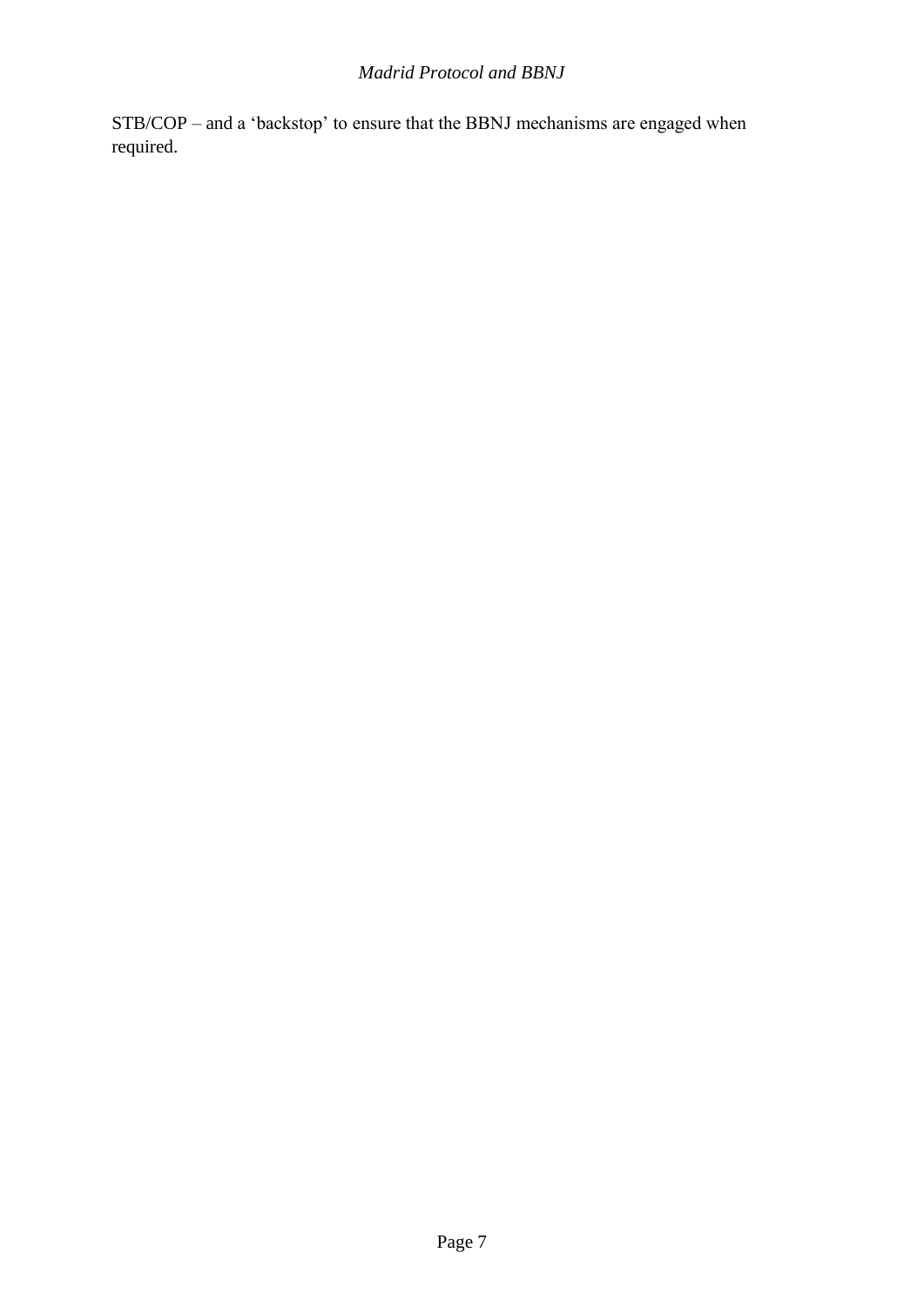STB/COP – and a 'backstop' to ensure that the BBNJ mechanisms are engaged when required.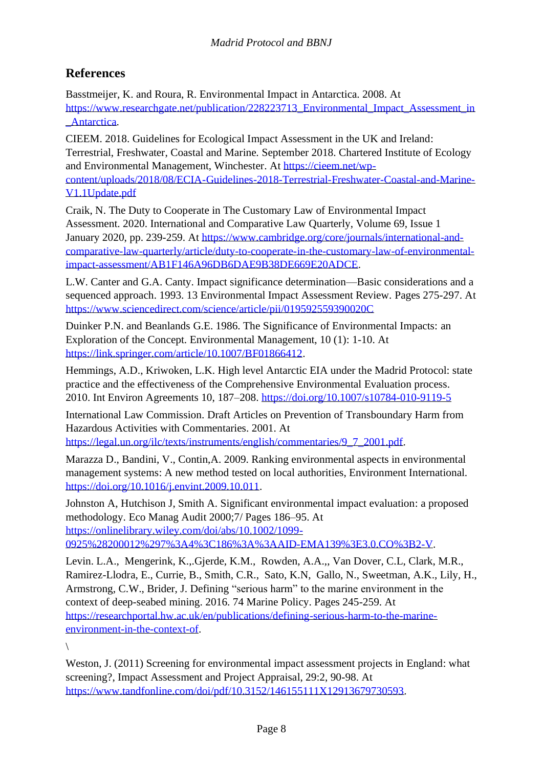## References

Basstmeijer, K. and Roura, R. Environmental Impact in Antarctica. 2008. At https://www.researchgate.net/publication/228223713_Environmental_Impact_Assessment_in_Antarctica.

CIEEM. 2018. Guidelines for Ecological Impact Assessment in the UK and Ireland: Terrestrial, Freshwater, Coastal and Marine. September 2018. Chartered Institute of Ecology and Environmental Management, Winchester. At https://cieem.net/wp-content/uploads/2018/08/ECIA-Guidelines-2018-Terrestrial-Freshwater-Coastal-and-Marine-V1.1Update.pdf

Craik, N. The Duty to Cooperate in The Customary Law of Environmental Impact Assessment. 2020. International and Comparative Law Quarterly, Volume 69, Issue 1 January 2020, pp. 239-259. At https://www.cambridge.org/core/journals/international-and-comparative-law-quarterly/article/duty-to-cooperate-in-the-customary-law-of-environmental-impact-assessment/AB1F146A96DB6DAE9B38DE669E20ADCE.

L.W. Canter and G.A. Canty. Impact significance determination—Basic considerations and a sequenced approach. 1993. 13 Environmental Impact Assessment Review. Pages 275-297. At https://www.sciencedirect.com/science/article/pii/019592559390020C

Duinker P.N. and Beanlands G.E. 1986. The Significance of Environmental Impacts: an Exploration of the Concept. Environmental Management, 10 (1): 1-10. At https://link.springer.com/article/10.1007/BF01866412.

Hemmings, A.D., Kriwoken, L.K. High level Antarctic EIA under the Madrid Protocol: state practice and the effectiveness of the Comprehensive Environmental Evaluation process. 2010. Int Environ Agreements 10, 187–208. https://doi.org/10.1007/s10784-010-9119-5

International Law Commission. Draft Articles on Prevention of Transboundary Harm from Hazardous Activities with Commentaries. 2001. At https://legal.un.org/ilc/texts/instruments/english/commentaries/9_7_2001.pdf.

Marazza D., Bandini, V., Contin,A. 2009. Ranking environmental aspects in environmental management systems: A new method tested on local authorities, Environment International. https://doi.org/10.1016/j.envint.2009.10.011.

Johnston A, Hutchison J, Smith A. Significant environmental impact evaluation: a proposed methodology. Eco Manag Audit 2000;7/ Pages 186–95. At https://onlinelibrary.wiley.com/doi/abs/10.1002/1099-0925%28200012%297%3A4%3C186%3A%3AAID-EMA139%3E3.0.CO%3B2-V.

Levin. L.A., Mengerink, K.,.Gjerde, K.M., Rowden, A.A.,, Van Dover, C.L, Clark, M.R., Ramirez-Llodra, E., Currie, B., Smith, C.R., Sato, K.N, Gallo, N., Sweetman, A.K., Lily, H., Armstrong, C.W., Brider, J. Defining "serious harm" to the marine environment in the context of deep-seabed mining. 2016. 74 Marine Policy. Pages 245-259. At https://researchportal.hw.ac.uk/en/publications/defining-serious-harm-to-the-marine-environment-in-the-context-of.

\

Weston, J. (2011) Screening for environmental impact assessment projects in England: what screening?, Impact Assessment and Project Appraisal, 29:2, 90-98. At https://www.tandfonline.com/doi/pdf/10.3152/146155111X12913679730593.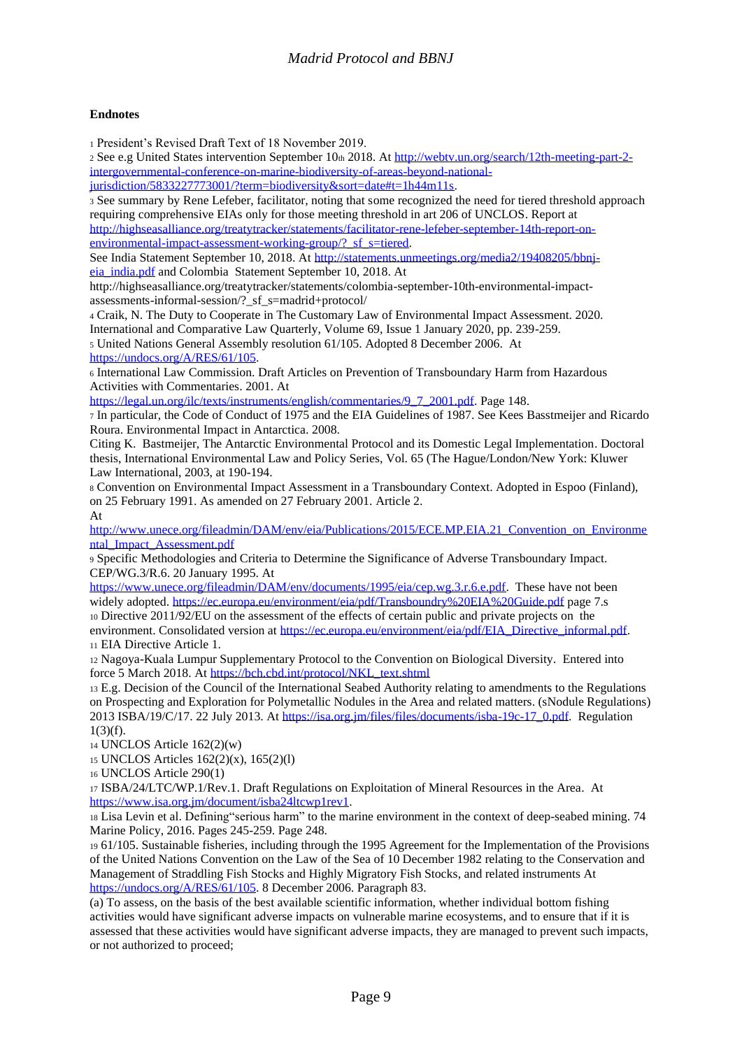**Endnotes**

1 President's Revised Draft Text of 18 November 2019.

2 See e.g United States intervention September 10th 2018. At http://webtv.un.org/search/12th-meeting-part-2-intergovernmental-conference-on-marine-biodiversity-of-areas-beyond-national-jurisdiction/5833227773001/?term=biodiversity&sort=date#t=1h44m11s.

3 See summary by Rene Lefeber, facilitator, noting that some recognized the need for tiered threshold approach requiring comprehensive EIAs only for those meeting threshold in art 206 of UNCLOS. Report at http://highseasalliance.org/treatytracker/statements/facilitator-rene-lefeber-september-14th-report-on-environmental-impact-assessment-working-group/?_sf_s=tiered.

See India Statement September 10, 2018. At http://statements.unmeetings.org/media2/19408205/bbnj-eia_india.pdf and Colombia Statement September 10, 2018. At http://highseasalliance.org/treatytracker/statements/colombia-september-10th-environmental-impact-assessments-informal-session/?_sf_s=madrid+protocol/

4 Craik, N. The Duty to Cooperate in The Customary Law of Environmental Impact Assessment. 2020. International and Comparative Law Quarterly, Volume 69, Issue 1 January 2020, pp. 239-259.

5 United Nations General Assembly resolution 61/105. Adopted 8 December 2006. At https://undocs.org/A/RES/61/105.

6 International Law Commission. Draft Articles on Prevention of Transboundary Harm from Hazardous Activities with Commentaries. 2001. At https://legal.un.org/ilc/texts/instruments/english/commentaries/9_7_2001.pdf. Page 148.

7 In particular, the Code of Conduct of 1975 and the EIA Guidelines of 1987. See Kees Basstmeijer and Ricardo Roura. Environmental Impact in Antarctica. 2008.

Citing K. Bastmeijer, The Antarctic Environmental Protocol and its Domestic Legal Implementation. Doctoral thesis, International Environmental Law and Policy Series, Vol. 65 (The Hague/London/New York: Kluwer Law International, 2003, at 190-194.

8 Convention on Environmental Impact Assessment in a Transboundary Context. Adopted in Espoo (Finland), on 25 February 1991. As amended on 27 February 2001. Article 2.

At http://www.unece.org/fileadmin/DAM/env/eia/Publications/2015/ECE.MP.EIA.21_Convention_on_Environmental_Impact_Assessment.pdf

9 Specific Methodologies and Criteria to Determine the Significance of Adverse Transboundary Impact. CEP/WG.3/R.6. 20 January 1995. At https://www.unece.org/fileadmin/DAM/env/documents/1995/eia/cep.wg.3.r.6.e.pdf. These have not been widely adopted. https://ec.europa.eu/environment/eia/pdf/Transboundry%20EIA%20Guide.pdf page 7.s

10 Directive 2011/92/EU on the assessment of the effects of certain public and private projects on the environment. Consolidated version at https://ec.europa.eu/environment/eia/pdf/EIA_Directive_informal.pdf.

11 EIA Directive Article 1.

12 Nagoya-Kuala Lumpur Supplementary Protocol to the Convention on Biological Diversity. Entered into force 5 March 2018. At https://bch.cbd.int/protocol/NKL_text.shtml

13 E.g. Decision of the Council of the International Seabed Authority relating to amendments to the Regulations on Prospecting and Exploration for Polymetallic Nodules in the Area and related matters. (sNodule Regulations) 2013 ISBA/19/C/17. 22 July 2013. At https://isa.org.jm/files/files/documents/isba-19c-17_0.pdf. Regulation 1(3)(f).

14 UNCLOS Article 162(2)(w)

15 UNCLOS Articles 162(2)(x), 165(2)(l)

16 UNCLOS Article 290(1)

17 ISBA/24/LTC/WP.1/Rev.1. Draft Regulations on Exploitation of Mineral Resources in the Area. At https://www.isa.org.jm/document/isba24ltcwp1rev1.

18 Lisa Levin et al. Defining"serious harm" to the marine environment in the context of deep-seabed mining. 74 Marine Policy, 2016. Pages 245-259. Page 248.

19 61/105. Sustainable fisheries, including through the 1995 Agreement for the Implementation of the Provisions of the United Nations Convention on the Law of the Sea of 10 December 1982 relating to the Conservation and Management of Straddling Fish Stocks and Highly Migratory Fish Stocks, and related instruments At https://undocs.org/A/RES/61/105. 8 December 2006. Paragraph 83.

(a) To assess, on the basis of the best available scientific information, whether individual bottom fishing activities would have significant adverse impacts on vulnerable marine ecosystems, and to ensure that if it is assessed that these activities would have significant adverse impacts, they are managed to prevent such impacts, or not authorized to proceed;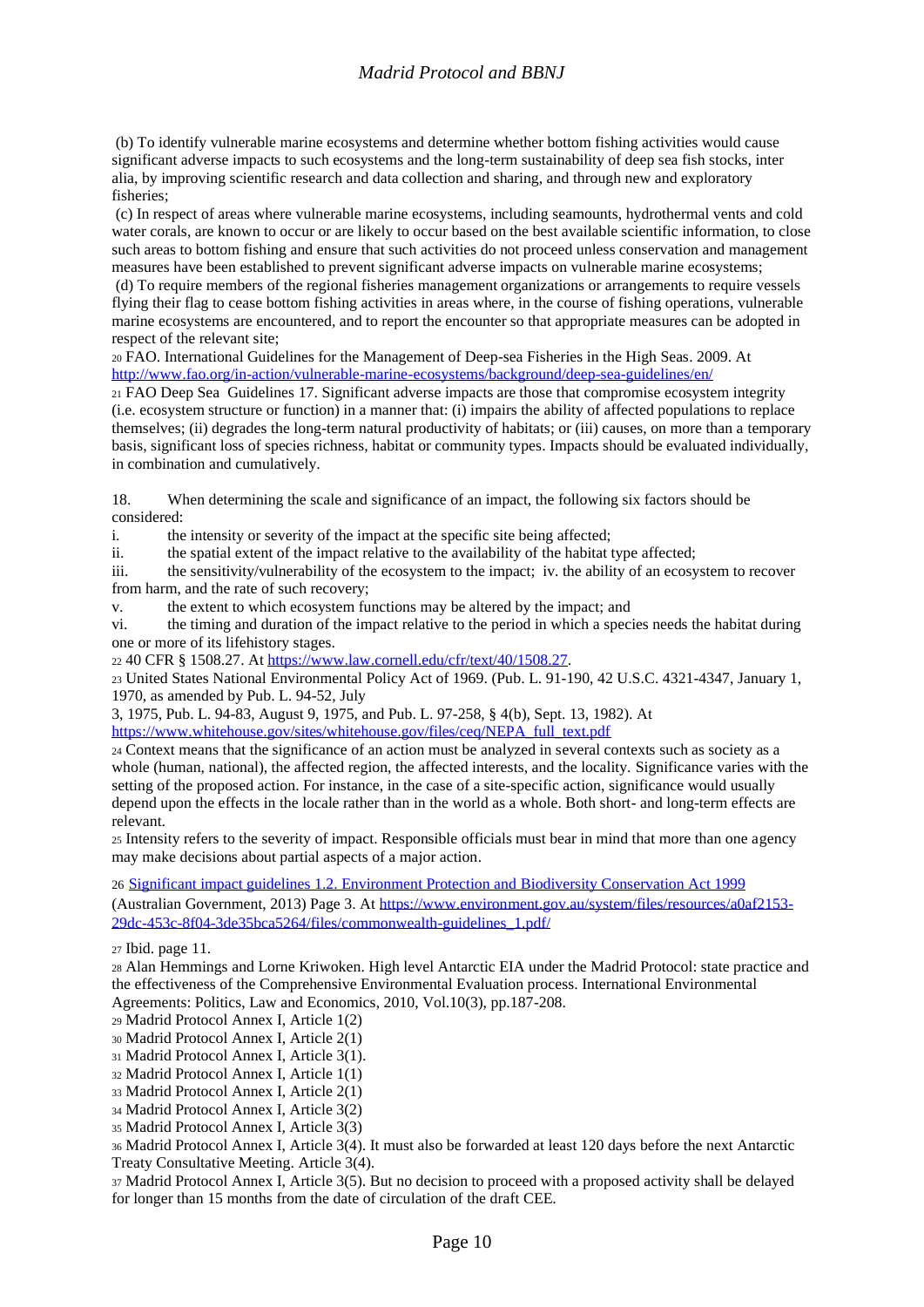(b) To identify vulnerable marine ecosystems and determine whether bottom fishing activities would cause significant adverse impacts to such ecosystems and the long-term sustainability of deep sea fish stocks, inter alia, by improving scientific research and data collection and sharing, and through new and exploratory fisheries;

(c) In respect of areas where vulnerable marine ecosystems, including seamounts, hydrothermal vents and cold water corals, are known to occur or are likely to occur based on the best available scientific information, to close such areas to bottom fishing and ensure that such activities do not proceed unless conservation and management measures have been established to prevent significant adverse impacts on vulnerable marine ecosystems;

(d) To require members of the regional fisheries management organizations or arrangements to require vessels flying their flag to cease bottom fishing activities in areas where, in the course of fishing operations, vulnerable marine ecosystems are encountered, and to report the encounter so that appropriate measures can be adopted in respect of the relevant site;

[20] FAO. International Guidelines for the Management of Deep-sea Fisheries in the High Seas. 2009. At http://www.fao.org/in-action/vulnerable-marine-ecosystems/background/deep-sea-guidelines/en/

[21] FAO Deep Sea Guidelines 17. Significant adverse impacts are those that compromise ecosystem integrity (i.e. ecosystem structure or function) in a manner that: (i) impairs the ability of affected populations to replace themselves; (ii) degrades the long-term natural productivity of habitats; or (iii) causes, on more than a temporary basis, significant loss of species richness, habitat or community types. Impacts should be evaluated individually, in combination and cumulatively.

18. When determining the scale and significance of an impact, the following six factors should be considered:

i. the intensity or severity of the impact at the specific site being affected;

ii. the spatial extent of the impact relative to the availability of the habitat type affected;

iii. the sensitivity/vulnerability of the ecosystem to the impact; iv. the ability of an ecosystem to recover from harm, and the rate of such recovery;

v. the extent to which ecosystem functions may be altered by the impact; and

vi. the timing and duration of the impact relative to the period in which a species needs the habitat during one or more of its lifehistory stages.

[22] 40 CFR § 1508.27. At https://www.law.cornell.edu/cfr/text/40/1508.27.

[23] United States National Environmental Policy Act of 1969. (Pub. L. 91-190, 42 U.S.C. 4321-4347, January 1, 1970, as amended by Pub. L. 94-52, July 3, 1975, Pub. L. 94-83, August 9, 1975, and Pub. L. 97-258, § 4(b), Sept. 13, 1982). At https://www.whitehouse.gov/sites/whitehouse.gov/files/ceq/NEPA_full_text.pdf

[24] Context means that the significance of an action must be analyzed in several contexts such as society as a whole (human, national), the affected region, the affected interests, and the locality. Significance varies with the setting of the proposed action. For instance, in the case of a site-specific action, significance would usually depend upon the effects in the locale rather than in the world as a whole. Both short- and long-term effects are relevant.

[25] Intensity refers to the severity of impact. Responsible officials must bear in mind that more than one agency may make decisions about partial aspects of a major action.

[26] Significant impact guidelines 1.2. Environment Protection and Biodiversity Conservation Act 1999 (Australian Government, 2013) Page 3. At https://www.environment.gov.au/system/files/resources/a0af2153-29dc-453c-8f04-3de35bca5264/files/commonwealth-guidelines_1.pdf/

[27] Ibid. page 11.

[28] Alan Hemmings and Lorne Kriwoken. High level Antarctic EIA under the Madrid Protocol: state practice and the effectiveness of the Comprehensive Environmental Evaluation process. International Environmental Agreements: Politics, Law and Economics, 2010, Vol.10(3), pp.187-208.

[29] Madrid Protocol Annex I, Article 1(2)

[30] Madrid Protocol Annex I, Article 2(1)

[31] Madrid Protocol Annex I, Article 3(1).

[32] Madrid Protocol Annex I, Article 1(1)

[33] Madrid Protocol Annex I, Article 2(1)

[34] Madrid Protocol Annex I, Article 3(2)

[35] Madrid Protocol Annex I, Article 3(3)

[36] Madrid Protocol Annex I, Article 3(4). It must also be forwarded at least 120 days before the next Antarctic Treaty Consultative Meeting. Article 3(4).

[37] Madrid Protocol Annex I, Article 3(5). But no decision to proceed with a proposed activity shall be delayed for longer than 15 months from the date of circulation of the draft CEE.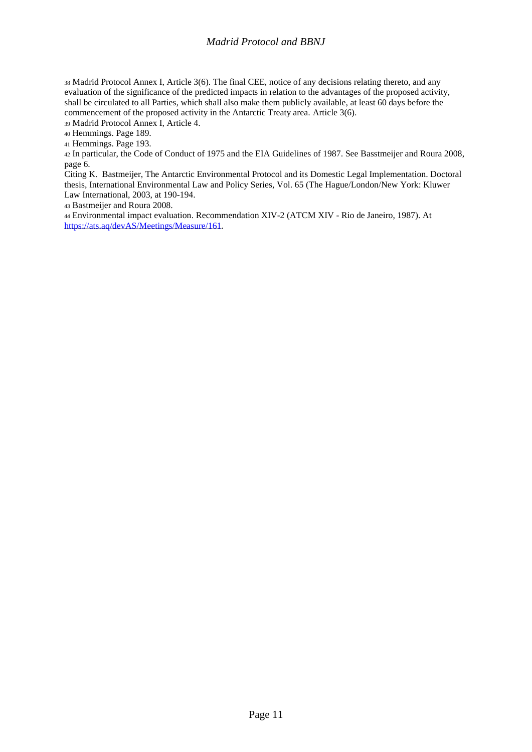[38] Madrid Protocol Annex I, Article 3(6). The final CEE, notice of any decisions relating thereto, and any evaluation of the significance of the predicted impacts in relation to the advantages of the proposed activity, shall be circulated to all Parties, which shall also make them publicly available, at least 60 days before the commencement of the proposed activity in the Antarctic Treaty area. Article 3(6).

[39] Madrid Protocol Annex I, Article 4.

[40] Hemmings. Page 189.

[41] Hemmings. Page 193.

[42] In particular, the Code of Conduct of 1975 and the EIA Guidelines of 1987. See Basstmeijer and Roura 2008, page 6.

Citing K. Bastmeijer, The Antarctic Environmental Protocol and its Domestic Legal Implementation. Doctoral thesis, International Environmental Law and Policy Series, Vol. 65 (The Hague/London/New York: Kluwer Law International, 2003, at 190-194.

[43] Bastmeijer and Roura 2008.

[44] Environmental impact evaluation. Recommendation XIV-2 (ATCM XIV - Rio de Janeiro, 1987). At [https://ats.aq/devAS/Meetings/Measure/161](https://ats.aq/devAS/Meetings/Measure/161).